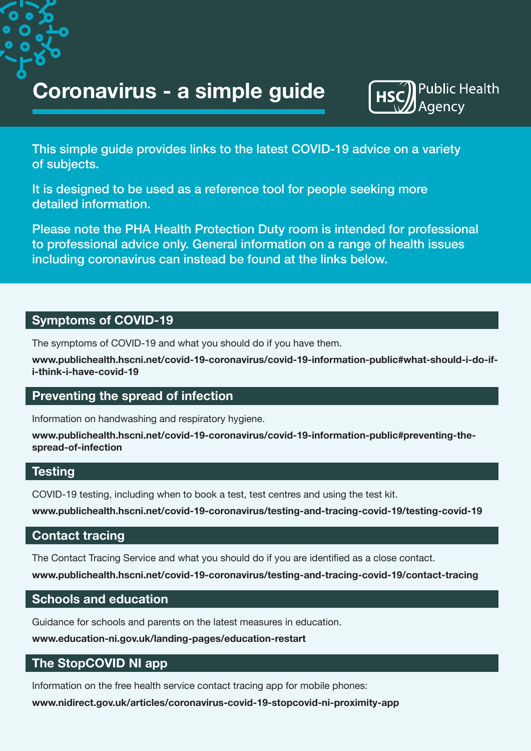# Coronavirus - a simple guide

HSC Public Health Agency

This simple guide provides links to the latest COVID-19 advice on a variety of subjects.

It is designed to be used as a reference tool for people seeking more detailed information.

Please note the PHA Health Protection Duty room is intended for professional to professional advice only. General information on a range of health issues including coronavirus can instead be found at the links below.

## Symptoms of COVID-19

The symptoms of COVID-19 and what you should do if you have them.

**www.publichealth.hscni.net/covid-19-coronavirus/covid-19-information-public#what-should-i-do-if-i-think-i-have-covid-19**

## Preventing the spread of infection

Information on handwashing and respiratory hygiene.

**www.publichealth.hscni.net/covid-19-coronavirus/covid-19-information-public#preventing-the-spread-of-infection**

## Testing

COVID-19 testing, including when to book a test, test centres and using the test kit.

**www.publichealth.hscni.net/covid-19-coronavirus/testing-and-tracing-covid-19/testing-covid-19**

## Contact tracing

The Contact Tracing Service and what you should do if you are identified as a close contact.

**www.publichealth.hscni.net/covid-19-coronavirus/testing-and-tracing-covid-19/contact-tracing**

## Schools and education

Guidance for schools and parents on the latest measures in education.

**www.education-ni.gov.uk/landing-pages/education-restart**

## The StopCOVID NI app

Information on the free health service contact tracing app for mobile phones:

**www.nidirect.gov.uk/articles/coronavirus-covid-19-stopcovid-ni-proximity-app**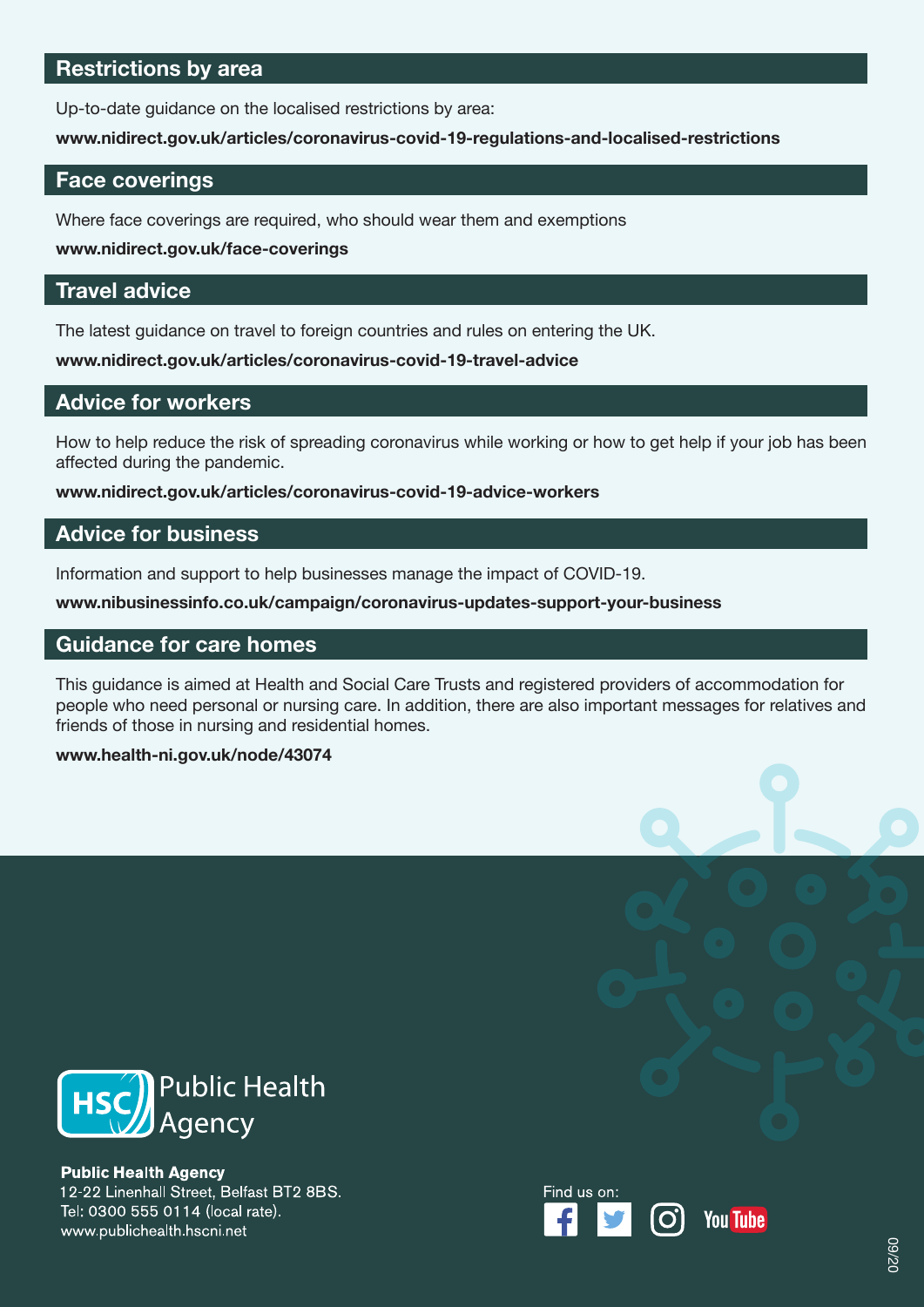## Restrictions by area

Up-to-date guidance on the localised restrictions by area:

**www.nidirect.gov.uk/articles/coronavirus-covid-19-regulations-and-localised-restrictions**

## Face coverings

Where face coverings are required, who should wear them and exemptions

**www.nidirect.gov.uk/face-coverings**

## Travel advice

The latest guidance on travel to foreign countries and rules on entering the UK.

**www.nidirect.gov.uk/articles/coronavirus-covid-19-travel-advice**

## Advice for workers

How to help reduce the risk of spreading coronavirus while working or how to get help if your job has been affected during the pandemic.

**www.nidirect.gov.uk/articles/coronavirus-covid-19-advice-workers**

## Advice for business

Information and support to help businesses manage the impact of COVID-19.

**www.nibusinessinfo.co.uk/campaign/coronavirus-updates-support-your-business**

## Guidance for care homes

This guidance is aimed at Health and Social Care Trusts and registered providers of accommodation for people who need personal or nursing care. In addition, there are also important messages for relatives and friends of those in nursing and residential homes.

**www.health-ni.gov.uk/node/43074**

HSC Public Health Agency

**Public Health Agency**
12-22 Linenhall Street, Belfast BT2 8BS.
Tel: 0300 555 0114 (local rate).
www.publichealth.hscni.net

Find us on:

09/20